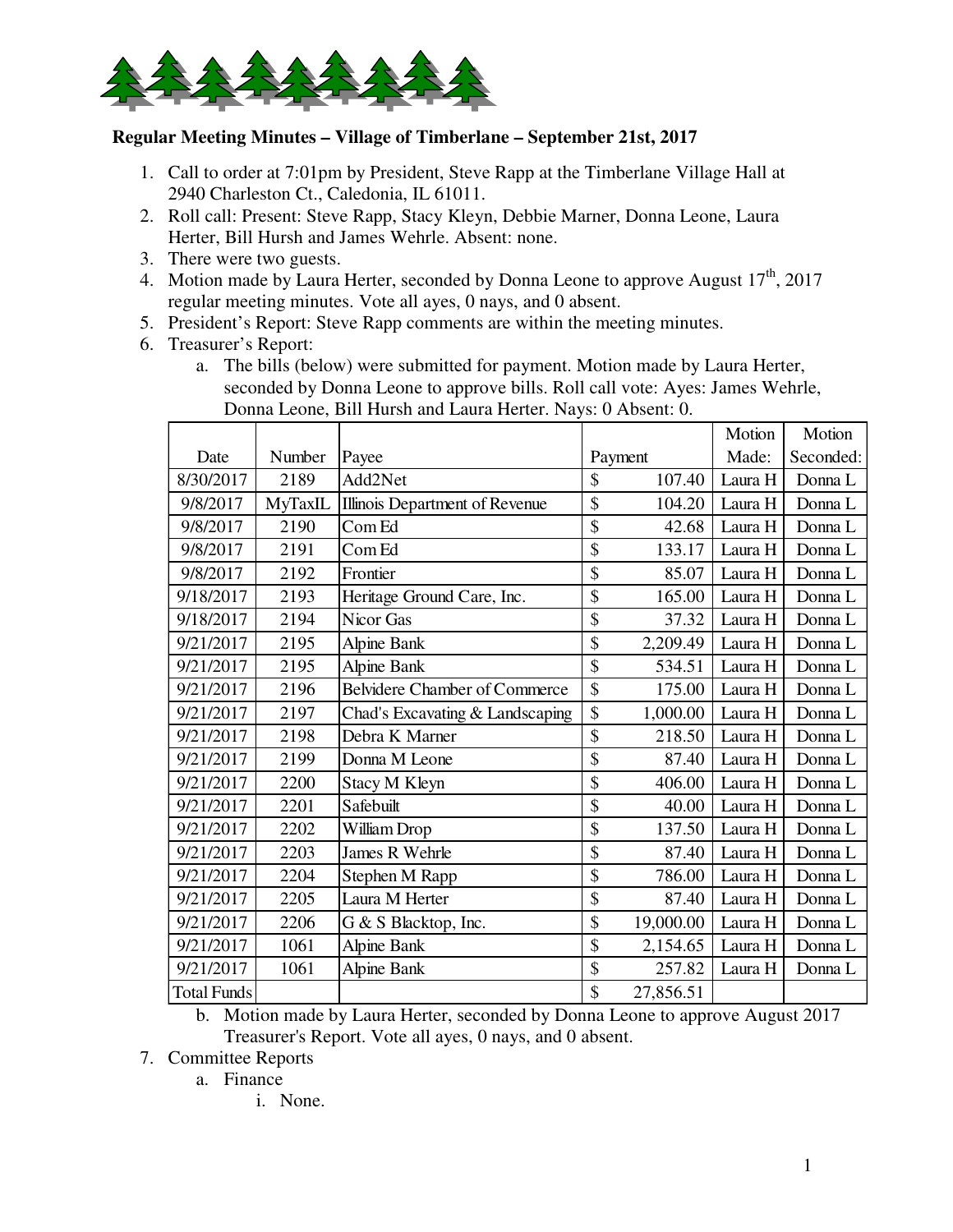**Regular Meeting Minutes – Village of Timberlane – September 21st, 2017**

1. Call to order at 7:01pm by President, Steve Rapp at the Timberlane Village Hall at 2940 Charleston Ct., Caledonia, IL 61011.
2. Roll call: Present: Steve Rapp, Stacy Kleyn, Debbie Marner, Donna Leone, Laura Herter, Bill Hursh and James Wehrle. Absent: none.
3. There were two guests.
4. Motion made by Laura Herter, seconded by Donna Leone to approve August 17th, 2017 regular meeting minutes. Vote all ayes, 0 nays, and 0 absent.
5. President's Report: Steve Rapp comments are within the meeting minutes.
6. Treasurer's Report:
   a. The bills (below) were submitted for payment. Motion made by Laura Herter, seconded by Donna Leone to approve bills. Roll call vote: Ayes: James Wehrle, Donna Leone, Bill Hursh and Laura Herter. Nays: 0 Absent: 0.

| Date | Number | Payee | Payment | Motion Made: | Motion Seconded: |
|---|---|---|---|---|---|
| 8/30/2017 | 2189 | Add2Net | $ 107.40 | Laura H | Donna L |
| 9/8/2017 | MyTaxIL | Illinois Department of Revenue | $ 104.20 | Laura H | Donna L |
| 9/8/2017 | 2190 | Com Ed | $ 42.68 | Laura H | Donna L |
| 9/8/2017 | 2191 | Com Ed | $ 133.17 | Laura H | Donna L |
| 9/8/2017 | 2192 | Frontier | $ 85.07 | Laura H | Donna L |
| 9/18/2017 | 2193 | Heritage Ground Care, Inc. | $ 165.00 | Laura H | Donna L |
| 9/18/2017 | 2194 | Nicor Gas | $ 37.32 | Laura H | Donna L |
| 9/21/2017 | 2195 | Alpine Bank | $ 2,209.49 | Laura H | Donna L |
| 9/21/2017 | 2195 | Alpine Bank | $ 534.51 | Laura H | Donna L |
| 9/21/2017 | 2196 | Belvidere Chamber of Commerce | $ 175.00 | Laura H | Donna L |
| 9/21/2017 | 2197 | Chad's Excavating & Landscaping | $ 1,000.00 | Laura H | Donna L |
| 9/21/2017 | 2198 | Debra K Marner | $ 218.50 | Laura H | Donna L |
| 9/21/2017 | 2199 | Donna M Leone | $ 87.40 | Laura H | Donna L |
| 9/21/2017 | 2200 | Stacy M Kleyn | $ 406.00 | Laura H | Donna L |
| 9/21/2017 | 2201 | Safebuilt | $ 40.00 | Laura H | Donna L |
| 9/21/2017 | 2202 | William Drop | $ 137.50 | Laura H | Donna L |
| 9/21/2017 | 2203 | James R Wehrle | $ 87.40 | Laura H | Donna L |
| 9/21/2017 | 2204 | Stephen M Rapp | $ 786.00 | Laura H | Donna L |
| 9/21/2017 | 2205 | Laura M Herter | $ 87.40 | Laura H | Donna L |
| 9/21/2017 | 2206 | G & S Blacktop, Inc. | $ 19,000.00 | Laura H | Donna L |
| 9/21/2017 | 1061 | Alpine Bank | $ 2,154.65 | Laura H | Donna L |
| 9/21/2017 | 1061 | Alpine Bank | $ 257.82 | Laura H | Donna L |
| Total Funds | | | $ 27,856.51 | | |

   b. Motion made by Laura Herter, seconded by Donna Leone to approve August 2017 Treasurer's Report. Vote all ayes, 0 nays, and 0 absent.
7. Committee Reports
   a. Finance
      i. None.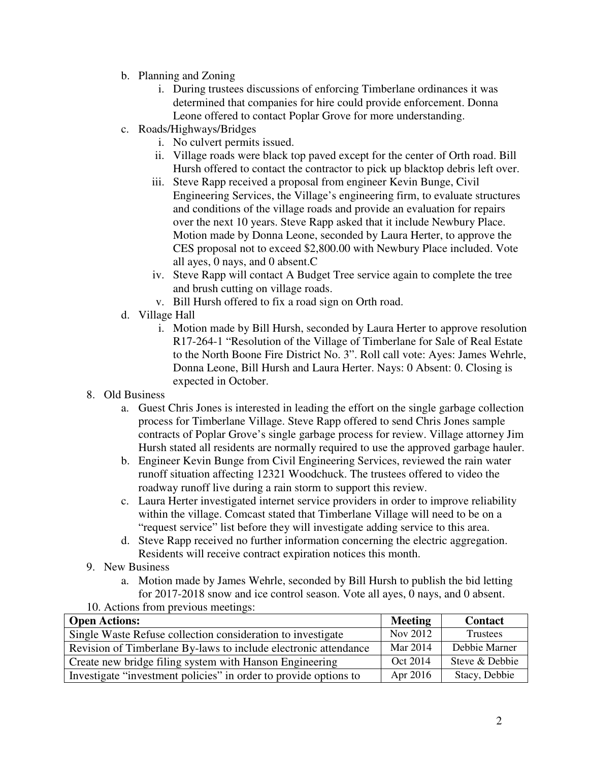b. Planning and Zoning
   i. During trustees discussions of enforcing Timberlane ordinances it was determined that companies for hire could provide enforcement. Donna Leone offered to contact Poplar Grove for more understanding.

c. Roads/Highways/Bridges
   i. No culvert permits issued.
   ii. Village roads were black top paved except for the center of Orth road. Bill Hursh offered to contact the contractor to pick up blacktop debris left over.
   iii. Steve Rapp received a proposal from engineer Kevin Bunge, Civil Engineering Services, the Village's engineering firm, to evaluate structures and conditions of the village roads and provide an evaluation for repairs over the next 10 years. Steve Rapp asked that it include Newbury Place. Motion made by Donna Leone, seconded by Laura Herter, to approve the CES proposal not to exceed $2,800.00 with Newbury Place included. Vote all ayes, 0 nays, and 0 absent.C
   iv. Steve Rapp will contact A Budget Tree service again to complete the tree and brush cutting on village roads.
   v. Bill Hursh offered to fix a road sign on Orth road.

d. Village Hall
   i. Motion made by Bill Hursh, seconded by Laura Herter to approve resolution R17-264-1 "Resolution of the Village of Timberlane for Sale of Real Estate to the North Boone Fire District No. 3". Roll call vote: Ayes: James Wehrle, Donna Leone, Bill Hursh and Laura Herter. Nays: 0 Absent: 0. Closing is expected in October.

8. Old Business
   a. Guest Chris Jones is interested in leading the effort on the single garbage collection process for Timberlane Village. Steve Rapp offered to send Chris Jones sample contracts of Poplar Grove's single garbage process for review. Village attorney Jim Hursh stated all residents are normally required to use the approved garbage hauler.
   b. Engineer Kevin Bunge from Civil Engineering Services, reviewed the rain water runoff situation affecting 12321 Woodchuck. The trustees offered to video the roadway runoff live during a rain storm to support this review.
   c. Laura Herter investigated internet service providers in order to improve reliability within the village. Comcast stated that Timberlane Village will need to be on a "request service" list before they will investigate adding service to this area.
   d. Steve Rapp received no further information concerning the electric aggregation. Residents will receive contract expiration notices this month.

9. New Business
   a. Motion made by James Wehrle, seconded by Bill Hursh to publish the bid letting for 2017-2018 snow and ice control season. Vote all ayes, 0 nays, and 0 absent.

10. Actions from previous meetings:

| **Open Actions:** | **Meeting** | **Contact** |
|---|---|---|
| Single Waste Refuse collection consideration to investigate | Nov 2012 | Trustees |
| Revision of Timberlane By-laws to include electronic attendance | Mar 2014 | Debbie Marner |
| Create new bridge filing system with Hanson Engineering | Oct 2014 | Steve & Debbie |
| Investigate "investment policies" in order to provide options to | Apr 2016 | Stacy, Debbie |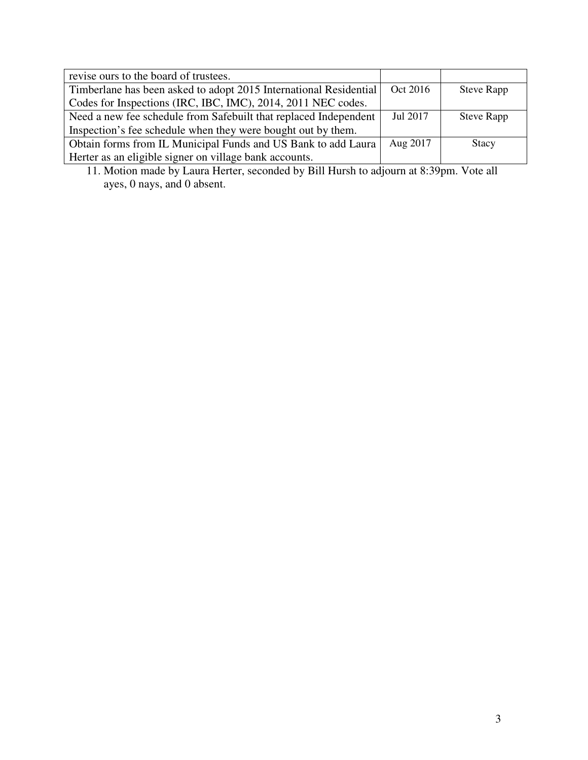| | | |
|---|---|---|
| revise ours to the board of trustees. | | |
| Timberlane has been asked to adopt 2015 International Residential Codes for Inspections (IRC, IBC, IMC), 2014, 2011 NEC codes. | Oct 2016 | Steve Rapp |
| Need a new fee schedule from Safebuilt that replaced Independent Inspection's fee schedule when they were bought out by them. | Jul 2017 | Steve Rapp |
| Obtain forms from IL Municipal Funds and US Bank to add Laura Herter as an eligible signer on village bank accounts. | Aug 2017 | Stacy |

11. Motion made by Laura Herter, seconded by Bill Hursh to adjourn at 8:39pm. Vote all ayes, 0 nays, and 0 absent.